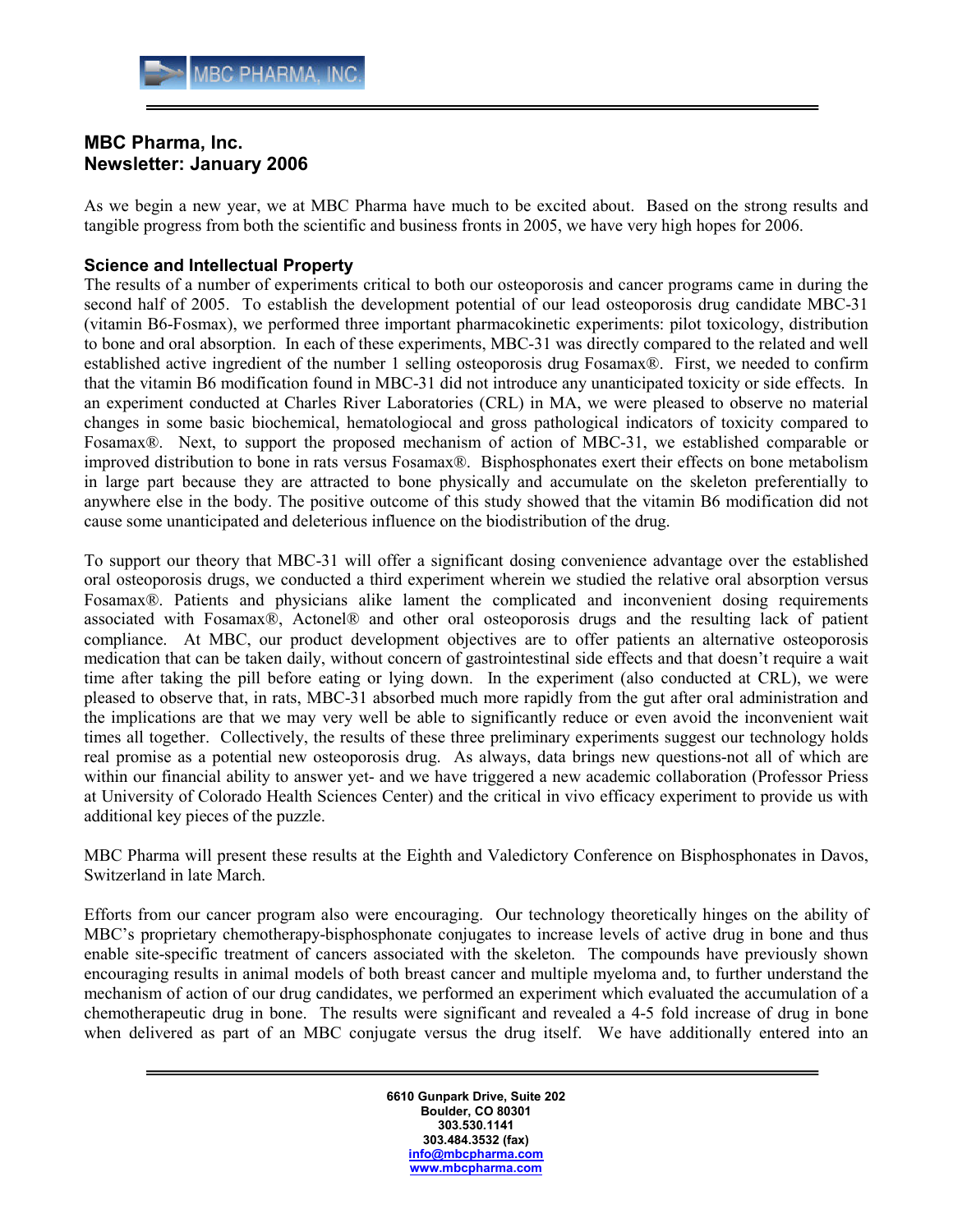# MBC Pharma, Inc.
# Newsletter: January 2006

As we begin a new year, we at MBC Pharma have much to be excited about. Based on the strong results and tangible progress from both the scientific and business fronts in 2005, we have very high hopes for 2006.

## Science and Intellectual Property

The results of a number of experiments critical to both our osteoporosis and cancer programs came in during the second half of 2005. To establish the development potential of our lead osteoporosis drug candidate MBC-31 (vitamin B6-Fosmax), we performed three important pharmacokinetic experiments: pilot toxicology, distribution to bone and oral absorption. In each of these experiments, MBC-31 was directly compared to the related and well established active ingredient of the number 1 selling osteoporosis drug Fosamax®. First, we needed to confirm that the vitamin B6 modification found in MBC-31 did not introduce any unanticipated toxicity or side effects. In an experiment conducted at Charles River Laboratories (CRL) in MA, we were pleased to observe no material changes in some basic biochemical, hematologiocal and gross pathological indicators of toxicity compared to Fosamax®. Next, to support the proposed mechanism of action of MBC-31, we established comparable or improved distribution to bone in rats versus Fosamax®. Bisphosphonates exert their effects on bone metabolism in large part because they are attracted to bone physically and accumulate on the skeleton preferentially to anywhere else in the body. The positive outcome of this study showed that the vitamin B6 modification did not cause some unanticipated and deleterious influence on the biodistribution of the drug.

To support our theory that MBC-31 will offer a significant dosing convenience advantage over the established oral osteoporosis drugs, we conducted a third experiment wherein we studied the relative oral absorption versus Fosamax®. Patients and physicians alike lament the complicated and inconvenient dosing requirements associated with Fosamax®, Actonel® and other oral osteoporosis drugs and the resulting lack of patient compliance. At MBC, our product development objectives are to offer patients an alternative osteoporosis medication that can be taken daily, without concern of gastrointestinal side effects and that doesn't require a wait time after taking the pill before eating or lying down. In the experiment (also conducted at CRL), we were pleased to observe that, in rats, MBC-31 absorbed much more rapidly from the gut after oral administration and the implications are that we may very well be able to significantly reduce or even avoid the inconvenient wait times all together. Collectively, the results of these three preliminary experiments suggest our technology holds real promise as a potential new osteoporosis drug. As always, data brings new questions-not all of which are within our financial ability to answer yet- and we have triggered a new academic collaboration (Professor Priess at University of Colorado Health Sciences Center) and the critical in vivo efficacy experiment to provide us with additional key pieces of the puzzle.

MBC Pharma will present these results at the Eighth and Valedictory Conference on Bisphosphonates in Davos, Switzerland in late March.

Efforts from our cancer program also were encouraging. Our technology theoretically hinges on the ability of MBC's proprietary chemotherapy-bisphosphonate conjugates to increase levels of active drug in bone and thus enable site-specific treatment of cancers associated with the skeleton. The compounds have previously shown encouraging results in animal models of both breast cancer and multiple myeloma and, to further understand the mechanism of action of our drug candidates, we performed an experiment which evaluated the accumulation of a chemotherapeutic drug in bone. The results were significant and revealed a 4-5 fold increase of drug in bone when delivered as part of an MBC conjugate versus the drug itself. We have additionally entered into an

6610 Gunpark Drive, Suite 202
Boulder, CO 80301
303.530.1141
303.484.3532 (fax)
info@mbcpharma.com
www.mbcpharma.com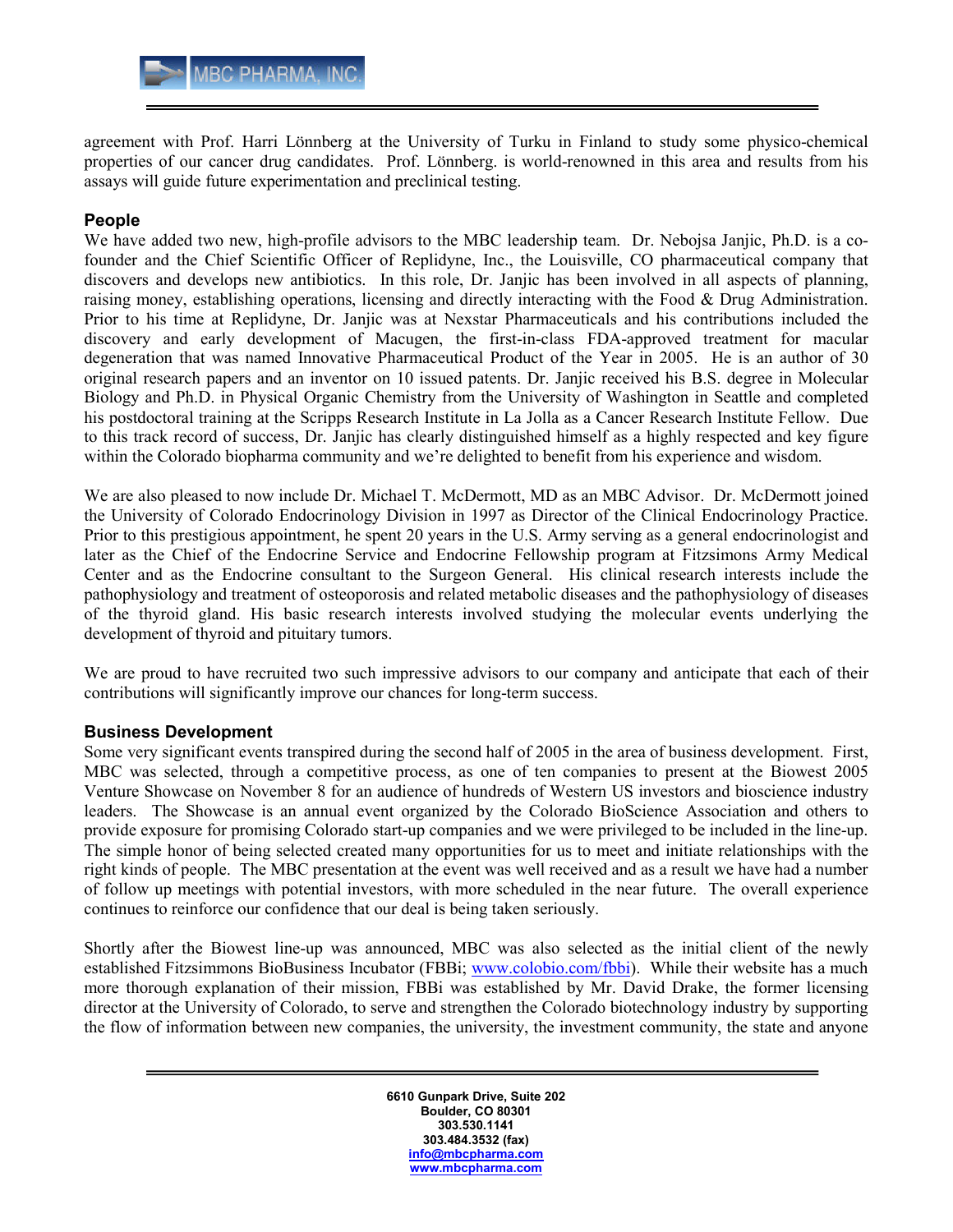agreement with Prof. Harri Lönnberg at the University of Turku in Finland to study some physico-chemical properties of our cancer drug candidates. Prof. Lönnberg. is world-renowned in this area and results from his assays will guide future experimentation and preclinical testing.

## People

We have added two new, high-profile advisors to the MBC leadership team. Dr. Nebojsa Janjic, Ph.D. is a co-founder and the Chief Scientific Officer of Replidyne, Inc., the Louisville, CO pharmaceutical company that discovers and develops new antibiotics. In this role, Dr. Janjic has been involved in all aspects of planning, raising money, establishing operations, licensing and directly interacting with the Food & Drug Administration. Prior to his time at Replidyne, Dr. Janjic was at Nexstar Pharmaceuticals and his contributions included the discovery and early development of Macugen, the first-in-class FDA-approved treatment for macular degeneration that was named Innovative Pharmaceutical Product of the Year in 2005. He is an author of 30 original research papers and an inventor on 10 issued patents. Dr. Janjic received his B.S. degree in Molecular Biology and Ph.D. in Physical Organic Chemistry from the University of Washington in Seattle and completed his postdoctoral training at the Scripps Research Institute in La Jolla as a Cancer Research Institute Fellow. Due to this track record of success, Dr. Janjic has clearly distinguished himself as a highly respected and key figure within the Colorado biopharma community and we're delighted to benefit from his experience and wisdom.

We are also pleased to now include Dr. Michael T. McDermott, MD as an MBC Advisor. Dr. McDermott joined the University of Colorado Endocrinology Division in 1997 as Director of the Clinical Endocrinology Practice. Prior to this prestigious appointment, he spent 20 years in the U.S. Army serving as a general endocrinologist and later as the Chief of the Endocrine Service and Endocrine Fellowship program at Fitzsimons Army Medical Center and as the Endocrine consultant to the Surgeon General. His clinical research interests include the pathophysiology and treatment of osteoporosis and related metabolic diseases and the pathophysiology of diseases of the thyroid gland. His basic research interests involved studying the molecular events underlying the development of thyroid and pituitary tumors.

We are proud to have recruited two such impressive advisors to our company and anticipate that each of their contributions will significantly improve our chances for long-term success.

## Business Development

Some very significant events transpired during the second half of 2005 in the area of business development. First, MBC was selected, through a competitive process, as one of ten companies to present at the Biowest 2005 Venture Showcase on November 8 for an audience of hundreds of Western US investors and bioscience industry leaders. The Showcase is an annual event organized by the Colorado BioScience Association and others to provide exposure for promising Colorado start-up companies and we were privileged to be included in the line-up. The simple honor of being selected created many opportunities for us to meet and initiate relationships with the right kinds of people. The MBC presentation at the event was well received and as a result we have had a number of follow up meetings with potential investors, with more scheduled in the near future. The overall experience continues to reinforce our confidence that our deal is being taken seriously.

Shortly after the Biowest line-up was announced, MBC was also selected as the initial client of the newly established Fitzsimmons BioBusiness Incubator (FBBi; www.colobio.com/fbbi). While their website has a much more thorough explanation of their mission, FBBi was established by Mr. David Drake, the former licensing director at the University of Colorado, to serve and strengthen the Colorado biotechnology industry by supporting the flow of information between new companies, the university, the investment community, the state and anyone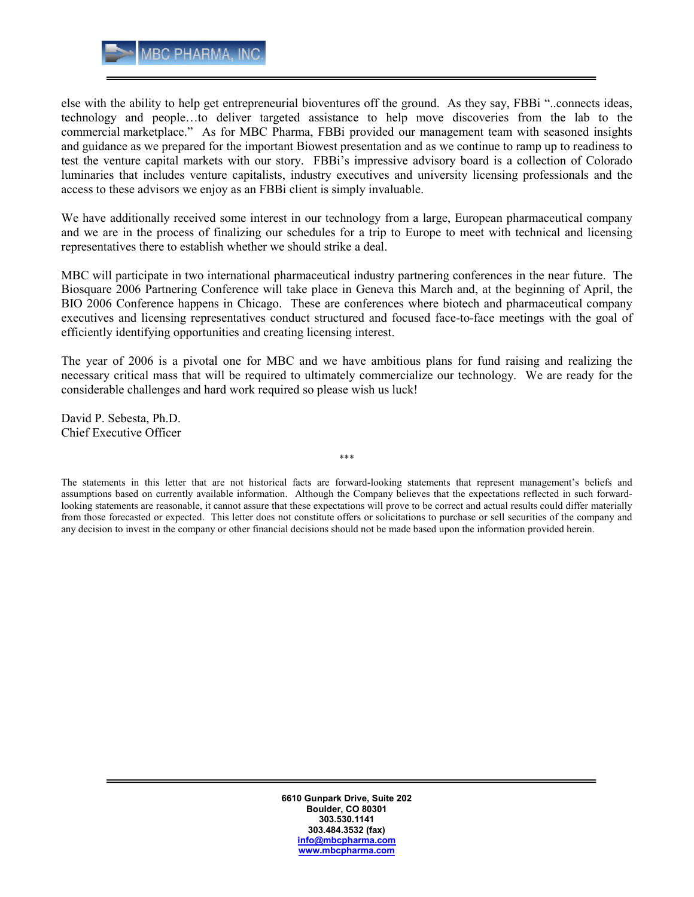else with the ability to help get entrepreneurial bioventures off the ground. As they say, FBBi "..connects ideas, technology and people…to deliver targeted assistance to help move discoveries from the lab to the commercial marketplace." As for MBC Pharma, FBBi provided our management team with seasoned insights and guidance as we prepared for the important Biowest presentation and as we continue to ramp up to readiness to test the venture capital markets with our story. FBBi's impressive advisory board is a collection of Colorado luminaries that includes venture capitalists, industry executives and university licensing professionals and the access to these advisors we enjoy as an FBBi client is simply invaluable.

We have additionally received some interest in our technology from a large, European pharmaceutical company and we are in the process of finalizing our schedules for a trip to Europe to meet with technical and licensing representatives there to establish whether we should strike a deal.

MBC will participate in two international pharmaceutical industry partnering conferences in the near future. The Biosquare 2006 Partnering Conference will take place in Geneva this March and, at the beginning of April, the BIO 2006 Conference happens in Chicago. These are conferences where biotech and pharmaceutical company executives and licensing representatives conduct structured and focused face-to-face meetings with the goal of efficiently identifying opportunities and creating licensing interest.

The year of 2006 is a pivotal one for MBC and we have ambitious plans for fund raising and realizing the necessary critical mass that will be required to ultimately commercialize our technology. We are ready for the considerable challenges and hard work required so please wish us luck!

David P. Sebesta, Ph.D.
Chief Executive Officer

***

The statements in this letter that are not historical facts are forward-looking statements that represent management's beliefs and assumptions based on currently available information. Although the Company believes that the expectations reflected in such forward-looking statements are reasonable, it cannot assure that these expectations will prove to be correct and actual results could differ materially from those forecasted or expected. This letter does not constitute offers or solicitations to purchase or sell securities of the company and any decision to invest in the company or other financial decisions should not be made based upon the information provided herein.